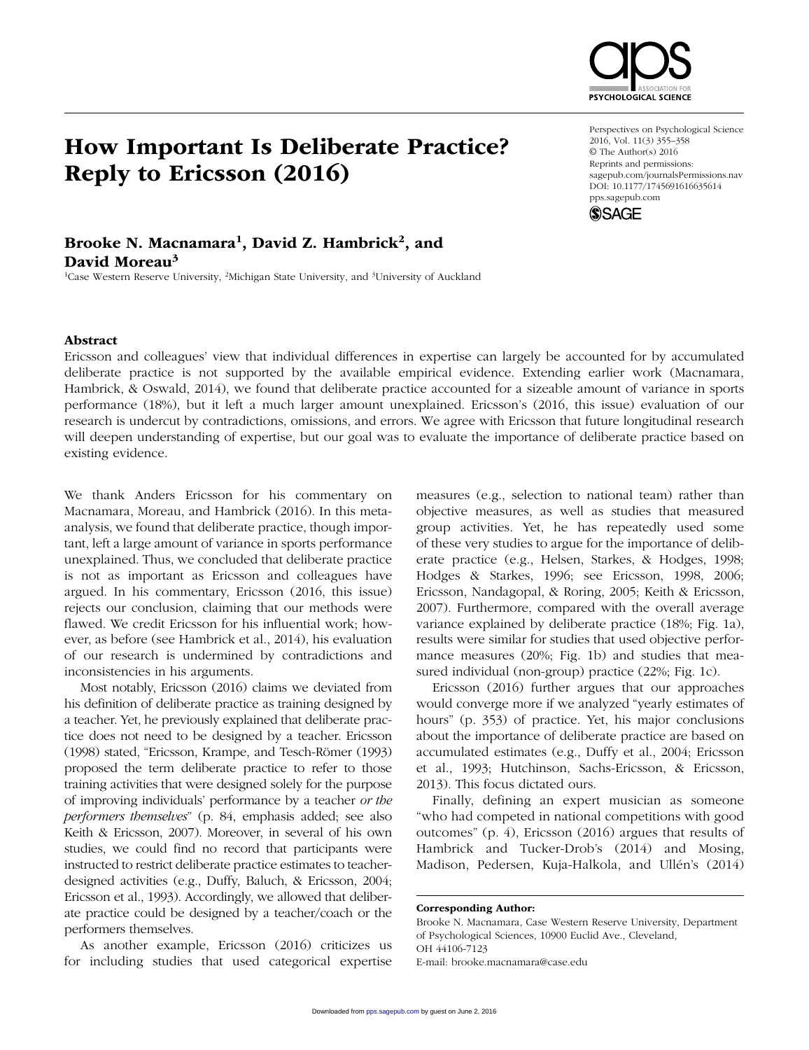# How Important Is Deliberate Practice? Reply to Ericsson (2016)

**Brooke N. Macnamara[1], David Z. Hambrick[2], and David Moreau[3]**

[1]Case Western Reserve University, [2]Michigan State University, and [3]University of Auckland

## Abstract

Ericsson and colleagues' view that individual differences in expertise can largely be accounted for by accumulated deliberate practice is not supported by the available empirical evidence. Extending earlier work (Macnamara, Hambrick, & Oswald, 2014), we found that deliberate practice accounted for a sizeable amount of variance in sports performance (18%), but it left a much larger amount unexplained. Ericsson's (2016, this issue) evaluation of our research is undercut by contradictions, omissions, and errors. We agree with Ericsson that future longitudinal research will deepen understanding of expertise, but our goal was to evaluate the importance of deliberate practice based on existing evidence.

We thank Anders Ericsson for his commentary on Macnamara, Moreau, and Hambrick (2016). In this meta-analysis, we found that deliberate practice, though important, left a large amount of variance in sports performance unexplained. Thus, we concluded that deliberate practice is not as important as Ericsson and colleagues have argued. In his commentary, Ericsson (2016, this issue) rejects our conclusion, claiming that our methods were flawed. We credit Ericsson for his influential work; however, as before (see Hambrick et al., 2014), his evaluation of our research is undermined by contradictions and inconsistencies in his arguments.

Most notably, Ericsson (2016) claims we deviated from his definition of deliberate practice as training designed by a teacher. Yet, he previously explained that deliberate practice does not need to be designed by a teacher. Ericsson (1998) stated, "Ericsson, Krampe, and Tesch-Römer (1993) proposed the term deliberate practice to refer to those training activities that were designed solely for the purpose of improving individuals' performance by a teacher *or the performers themselves*" (p. 84, emphasis added; see also Keith & Ericsson, 2007). Moreover, in several of his own studies, we could find no record that participants were instructed to restrict deliberate practice estimates to teacher-designed activities (e.g., Duffy, Baluch, & Ericsson, 2004; Ericsson et al., 1993). Accordingly, we allowed that deliberate practice could be designed by a teacher/coach or the performers themselves.

As another example, Ericsson (2016) criticizes us for including studies that used categorical expertise measures (e.g., selection to national team) rather than objective measures, as well as studies that measured group activities. Yet, he has repeatedly used some of these very studies to argue for the importance of deliberate practice (e.g., Helsen, Starkes, & Hodges, 1998; Hodges & Starkes, 1996; see Ericsson, 1998, 2006; Ericsson, Nandagopal, & Roring, 2005; Keith & Ericsson, 2007). Furthermore, compared with the overall average variance explained by deliberate practice (18%; Fig. 1a), results were similar for studies that used objective performance measures (20%; Fig. 1b) and studies that measured individual (non-group) practice (22%; Fig. 1c).

Ericsson (2016) further argues that our approaches would converge more if we analyzed "yearly estimates of hours" (p. 353) of practice. Yet, his major conclusions about the importance of deliberate practice are based on accumulated estimates (e.g., Duffy et al., 2004; Ericsson et al., 1993; Hutchinson, Sachs-Ericsson, & Ericsson, 2013). This focus dictated ours.

Finally, defining an expert musician as someone "who had competed in national competitions with good outcomes" (p. 4), Ericsson (2016) argues that results of Hambrick and Tucker-Drob's (2014) and Mosing, Madison, Pedersen, Kuja-Halkola, and Ullén's (2014)

**Corresponding Author:**
Brooke N. Macnamara, Case Western Reserve University, Department of Psychological Sciences, 10900 Euclid Ave., Cleveland, OH 44106-7123
E-mail: brooke.macnamara@case.edu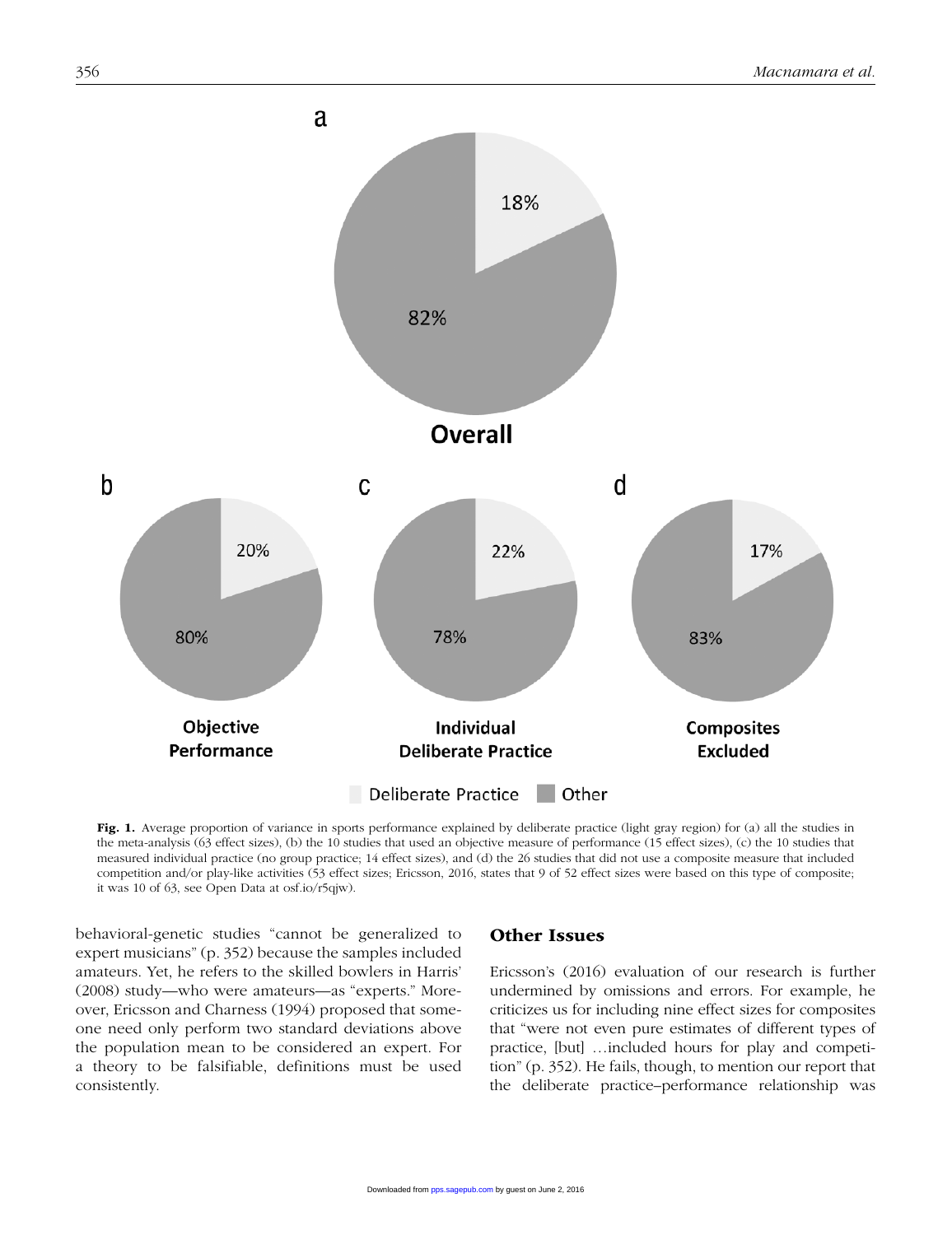Fig. 1. Average proportion of variance in sports performance explained by deliberate practice (light gray region) for (a) all the studies in the meta-analysis (63 effect sizes), (b) the 10 studies that used an objective measure of performance (15 effect sizes), (c) the 10 studies that measured individual practice (no group practice; 14 effect sizes), and (d) the 26 studies that did not use a composite measure that included competition and/or play-like activities (53 effect sizes; Ericsson, 2016, states that 9 of 52 effect sizes were based on this type of composite; it was 10 of 63, see Open Data at osf.io/r5qjw).

behavioral-genetic studies "cannot be generalized to expert musicians" (p. 352) because the samples included amateurs. Yet, he refers to the skilled bowlers in Harris' (2008) study—who were amateurs—as "experts." Moreover, Ericsson and Charness (1994) proposed that someone need only perform two standard deviations above the population mean to be considered an expert. For a theory to be falsifiable, definitions must be used consistently.

## Other Issues

Ericsson's (2016) evaluation of our research is further undermined by omissions and errors. For example, he criticizes us for including nine effect sizes for composites that "were not even pure estimates of different types of practice, [but] …included hours for play and competition" (p. 352). He fails, though, to mention our report that the deliberate practice–performance relationship was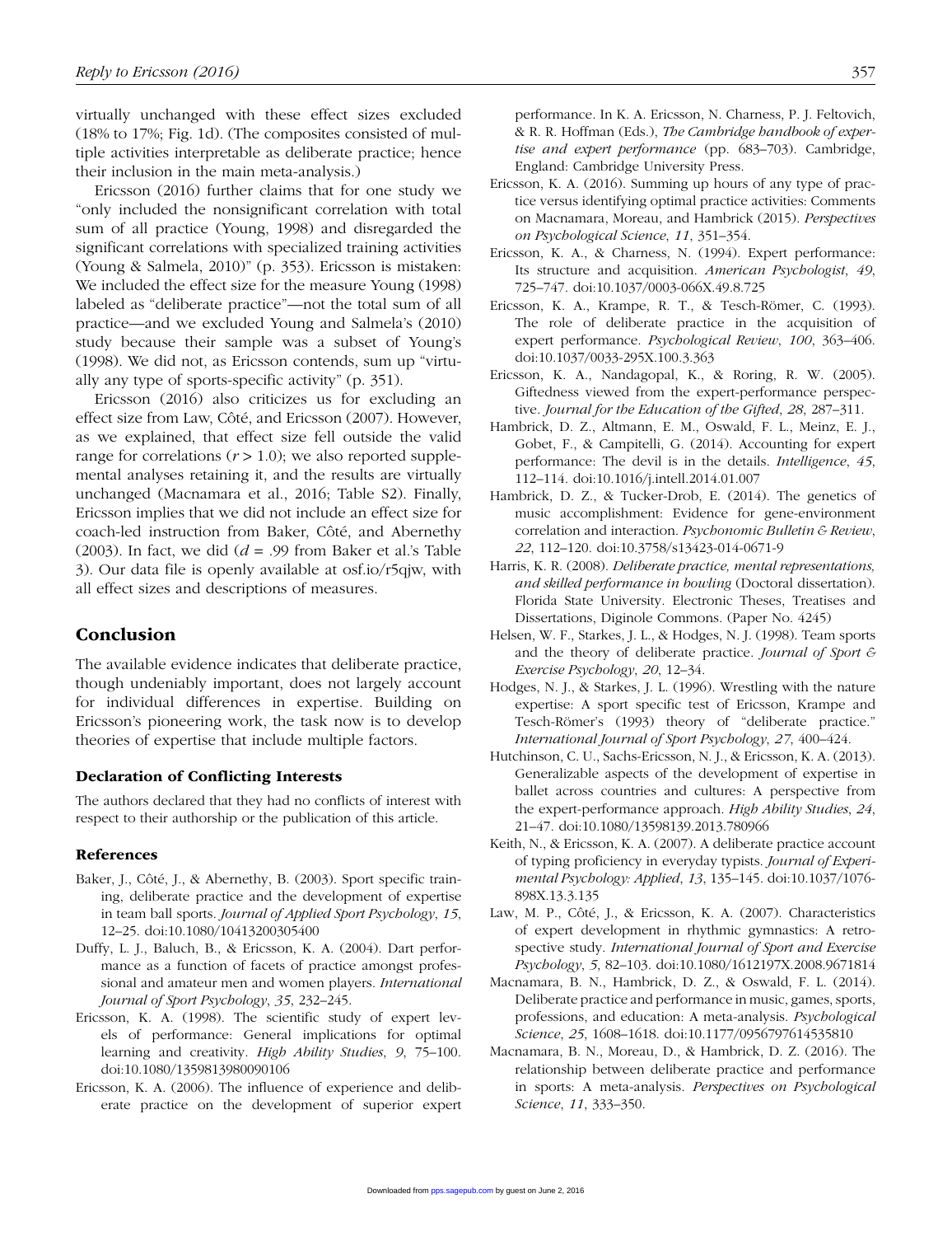virtually unchanged with these effect sizes excluded (18% to 17%; Fig. 1d). (The composites consisted of multiple activities interpretable as deliberate practice; hence their inclusion in the main meta-analysis.)

Ericsson (2016) further claims that for one study we "only included the nonsignificant correlation with total sum of all practice (Young, 1998) and disregarded the significant correlations with specialized training activities (Young & Salmela, 2010)" (p. 353). Ericsson is mistaken: We included the effect size for the measure Young (1998) labeled as "deliberate practice"—not the total sum of all practice—and we excluded Young and Salmela's (2010) study because their sample was a subset of Young's (1998). We did not, as Ericsson contends, sum up "virtually any type of sports-specific activity" (p. 351).

Ericsson (2016) also criticizes us for excluding an effect size from Law, Côté, and Ericsson (2007). However, as we explained, that effect size fell outside the valid range for correlations ($r > 1.0$); we also reported supplemental analyses retaining it, and the results are virtually unchanged (Macnamara et al., 2016; Table S2). Finally, Ericsson implies that we did not include an effect size for coach-led instruction from Baker, Côté, and Abernethy (2003). In fact, we did ($d = .99$ from Baker et al.'s Table 3). Our data file is openly available at osf.io/r5qjw, with all effect sizes and descriptions of measures.

## Conclusion

The available evidence indicates that deliberate practice, though undeniably important, does not largely account for individual differences in expertise. Building on Ericsson's pioneering work, the task now is to develop theories of expertise that include multiple factors.

### Declaration of Conflicting Interests

The authors declared that they had no conflicts of interest with respect to their authorship or the publication of this article.

### References

Baker, J., Côté, J., & Abernethy, B. (2003). Sport specific training, deliberate practice and the development of expertise in team ball sports. *Journal of Applied Sport Psychology*, *15*, 12–25. doi:10.1080/10413200305400

Duffy, L. J., Baluch, B., & Ericsson, K. A. (2004). Dart performance as a function of facets of practice amongst professional and amateur men and women players. *International Journal of Sport Psychology*, *35*, 232–245.

Ericsson, K. A. (1998). The scientific study of expert levels of performance: General implications for optimal learning and creativity. *High Ability Studies*, *9*, 75–100. doi:10.1080/1359813980090106

Ericsson, K. A. (2006). The influence of experience and deliberate practice on the development of superior expert performance. In K. A. Ericsson, N. Charness, P. J. Feltovich, & R. R. Hoffman (Eds.), *The Cambridge handbook of expertise and expert performance* (pp. 683–703). Cambridge, England: Cambridge University Press.

Ericsson, K. A. (2016). Summing up hours of any type of practice versus identifying optimal practice activities: Comments on Macnamara, Moreau, and Hambrick (2015). *Perspectives on Psychological Science*, *11*, 351–354.

Ericsson, K. A., & Charness, N. (1994). Expert performance: Its structure and acquisition. *American Psychologist*, *49*, 725–747. doi:10.1037/0003-066X.49.8.725

Ericsson, K. A., Krampe, R. T., & Tesch-Römer, C. (1993). The role of deliberate practice in the acquisition of expert performance. *Psychological Review*, *100*, 363–406. doi:10.1037/0033-295X.100.3.363

Ericsson, K. A., Nandagopal, K., & Roring, R. W. (2005). Giftedness viewed from the expert-performance perspective. *Journal for the Education of the Gifted*, *28*, 287–311.

Hambrick, D. Z., Altmann, E. M., Oswald, F. L., Meinz, E. J., Gobet, F., & Campitelli, G. (2014). Accounting for expert performance: The devil is in the details. *Intelligence*, *45*, 112–114. doi:10.1016/j.intell.2014.01.007

Hambrick, D. Z., & Tucker-Drob, E. (2014). The genetics of music accomplishment: Evidence for gene-environment correlation and interaction. *Psychonomic Bulletin & Review*, *22*, 112–120. doi:10.3758/s13423-014-0671-9

Harris, K. R. (2008). *Deliberate practice, mental representations, and skilled performance in bowling* (Doctoral dissertation). Florida State University. Electronic Theses, Treatises and Dissertations, Diginole Commons. (Paper No. 4245)

Helsen, W. F., Starkes, J. L., & Hodges, N. J. (1998). Team sports and the theory of deliberate practice. *Journal of Sport & Exercise Psychology*, *20*, 12–34.

Hodges, N. J., & Starkes, J. L. (1996). Wrestling with the nature expertise: A sport specific test of Ericsson, Krampe and Tesch-Römer's (1993) theory of "deliberate practice." *International Journal of Sport Psychology*, *27*, 400–424.

Hutchinson, C. U., Sachs-Ericsson, N. J., & Ericsson, K. A. (2013). Generalizable aspects of the development of expertise in ballet across countries and cultures: A perspective from the expert-performance approach. *High Ability Studies*, *24*, 21–47. doi:10.1080/13598139.2013.780966

Keith, N., & Ericsson, K. A. (2007). A deliberate practice account of typing proficiency in everyday typists. *Journal of Experimental Psychology: Applied*, *13*, 135–145. doi:10.1037/1076-898X.13.3.135

Law, M. P., Côté, J., & Ericsson, K. A. (2007). Characteristics of expert development in rhythmic gymnastics: A retrospective study. *International Journal of Sport and Exercise Psychology*, *5*, 82–103. doi:10.1080/1612197X.2008.9671814

Macnamara, B. N., Hambrick, D. Z., & Oswald, F. L. (2014). Deliberate practice and performance in music, games, sports, professions, and education: A meta-analysis. *Psychological Science*, *25*, 1608–1618. doi:10.1177/0956797614535810

Macnamara, B. N., Moreau, D., & Hambrick, D. Z. (2016). The relationship between deliberate practice and performance in sports: A meta-analysis. *Perspectives on Psychological Science*, *11*, 333–350.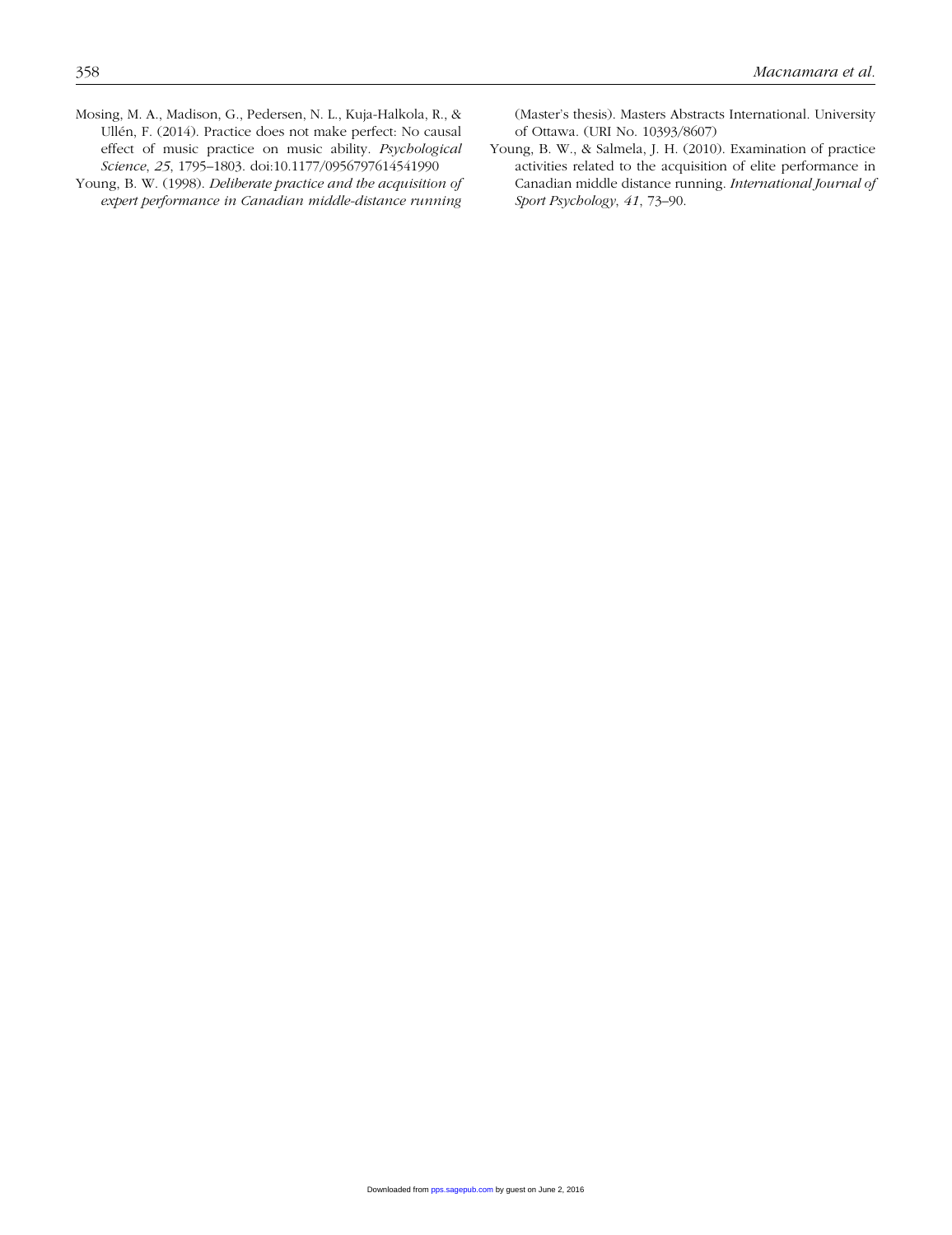Mosing, M. A., Madison, G., Pedersen, N. L., Kuja-Halkola, R., & Ullén, F. (2014). Practice does not make perfect: No causal effect of music practice on music ability. *Psychological Science*, *25*, 1795–1803. doi:10.1177/0956797614541990

Young, B. W. (1998). *Deliberate practice and the acquisition of expert performance in Canadian middle-distance running* (Master's thesis). Masters Abstracts International. University of Ottawa. (URI No. 10393/8607)

Young, B. W., & Salmela, J. H. (2010). Examination of practice activities related to the acquisition of elite performance in Canadian middle distance running. *International Journal of Sport Psychology*, *41*, 73–90.